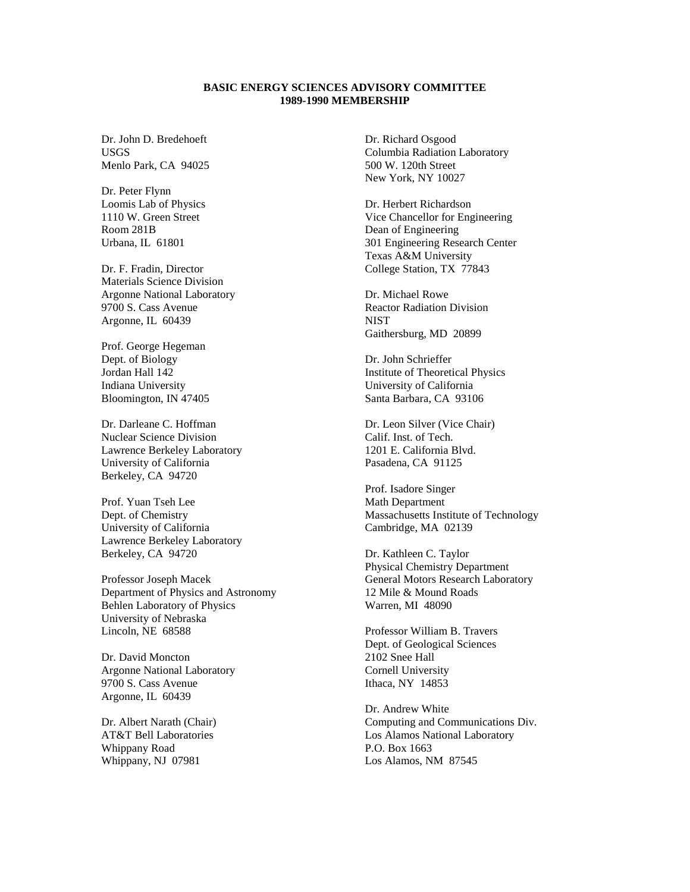**BASIC ENERGY SCIENCES ADVISORY COMMITTEE**
**1989-1990 MEMBERSHIP**

Dr. John D. Bredehoeft
USGS
Menlo Park, CA 94025

Dr. Peter Flynn
Loomis Lab of Physics
1110 W. Green Street
Room 281B
Urbana, IL 61801

Dr. F. Fradin, Director
Materials Science Division
Argonne National Laboratory
9700 S. Cass Avenue
Argonne, IL 60439

Prof. George Hegeman
Dept. of Biology
Jordan Hall 142
Indiana University
Bloomington, IN 47405

Dr. Darleane C. Hoffman
Nuclear Science Division
Lawrence Berkeley Laboratory
University of California
Berkeley, CA 94720

Prof. Yuan Tseh Lee
Dept. of Chemistry
University of California
Lawrence Berkeley Laboratory
Berkeley, CA 94720

Professor Joseph Macek
Department of Physics and Astronomy
Behlen Laboratory of Physics
University of Nebraska
Lincoln, NE 68588

Dr. David Moncton
Argonne National Laboratory
9700 S. Cass Avenue
Argonne, IL 60439

Dr. Albert Narath (Chair)
AT&T Bell Laboratories
Whippany Road
Whippany, NJ 07981

Dr. Richard Osgood
Columbia Radiation Laboratory
500 W. 120th Street
New York, NY 10027

Dr. Herbert Richardson
Vice Chancellor for Engineering
Dean of Engineering
301 Engineering Research Center
Texas A&M University
College Station, TX 77843

Dr. Michael Rowe
Reactor Radiation Division
NIST
Gaithersburg, MD 20899

Dr. John Schrieffer
Institute of Theoretical Physics
University of California
Santa Barbara, CA 93106

Dr. Leon Silver (Vice Chair)
Calif. Inst. of Tech.
1201 E. California Blvd.
Pasadena, CA 91125

Prof. Isadore Singer
Math Department
Massachusetts Institute of Technology
Cambridge, MA 02139

Dr. Kathleen C. Taylor
Physical Chemistry Department
General Motors Research Laboratory
12 Mile & Mound Roads
Warren, MI 48090

Professor William B. Travers
Dept. of Geological Sciences
2102 Snee Hall
Cornell University
Ithaca, NY 14853

Dr. Andrew White
Computing and Communications Div.
Los Alamos National Laboratory
P.O. Box 1663
Los Alamos, NM 87545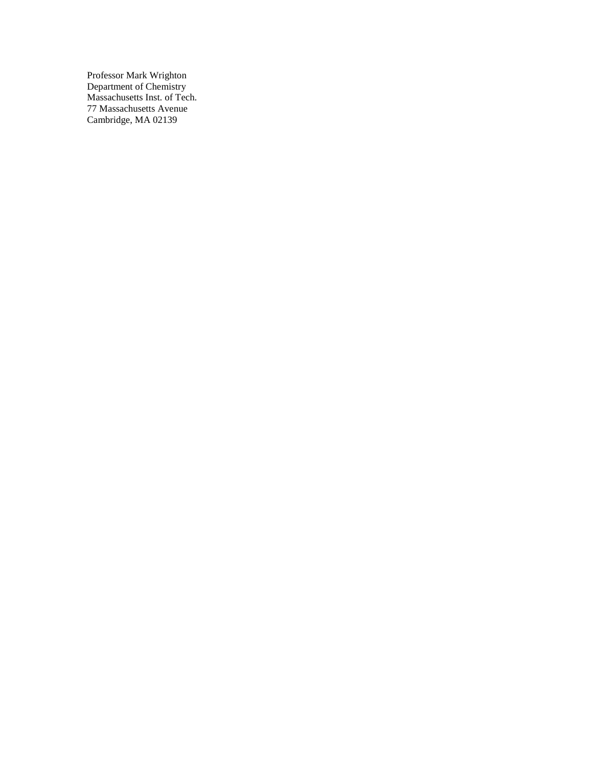Professor Mark Wrighton
Department of Chemistry
Massachusetts Inst. of Tech.
77 Massachusetts Avenue
Cambridge, MA 02139